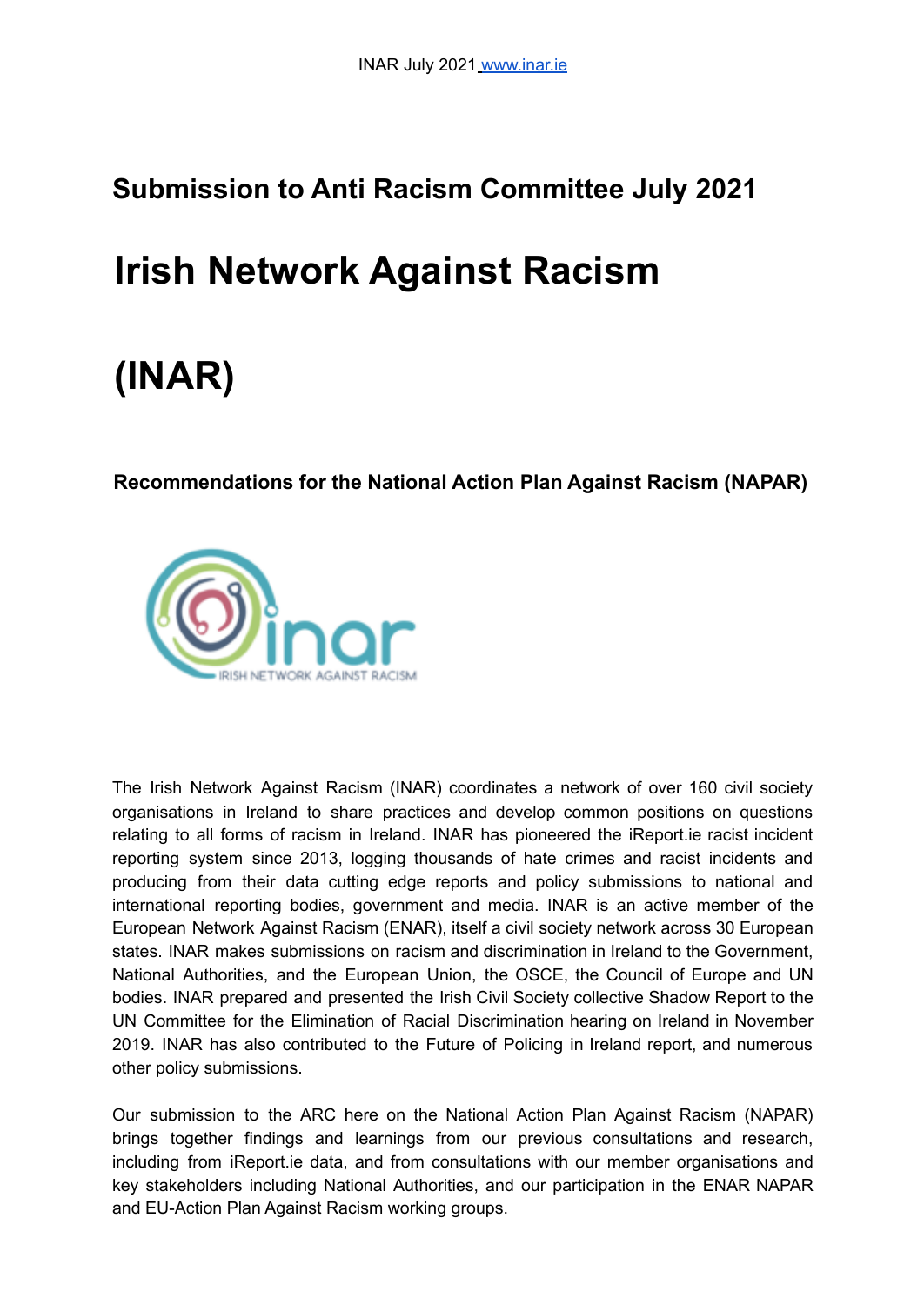## Submission to Anti Racism Committee July 2021

# Irish Network Against Racism

# (INAR)

### Recommendations for the National Action Plan Against Racism (NAPAR)

The Irish Network Against Racism (INAR) coordinates a network of over 160 civil society organisations in Ireland to share practices and develop common positions on questions relating to all forms of racism in Ireland. INAR has pioneered the iReport.ie racist incident reporting system since 2013, logging thousands of hate crimes and racist incidents and producing from their data cutting edge reports and policy submissions to national and international reporting bodies, government and media. INAR is an active member of the European Network Against Racism (ENAR), itself a civil society network across 30 European states. INAR makes submissions on racism and discrimination in Ireland to the Government, National Authorities, and the European Union, the OSCE, the Council of Europe and UN bodies. INAR prepared and presented the Irish Civil Society collective Shadow Report to the UN Committee for the Elimination of Racial Discrimination hearing on Ireland in November 2019. INAR has also contributed to the Future of Policing in Ireland report, and numerous other policy submissions.

Our submission to the ARC here on the National Action Plan Against Racism (NAPAR) brings together findings and learnings from our previous consultations and research, including from iReport.ie data, and from consultations with our member organisations and key stakeholders including National Authorities, and our participation in the ENAR NAPAR and EU-Action Plan Against Racism working groups.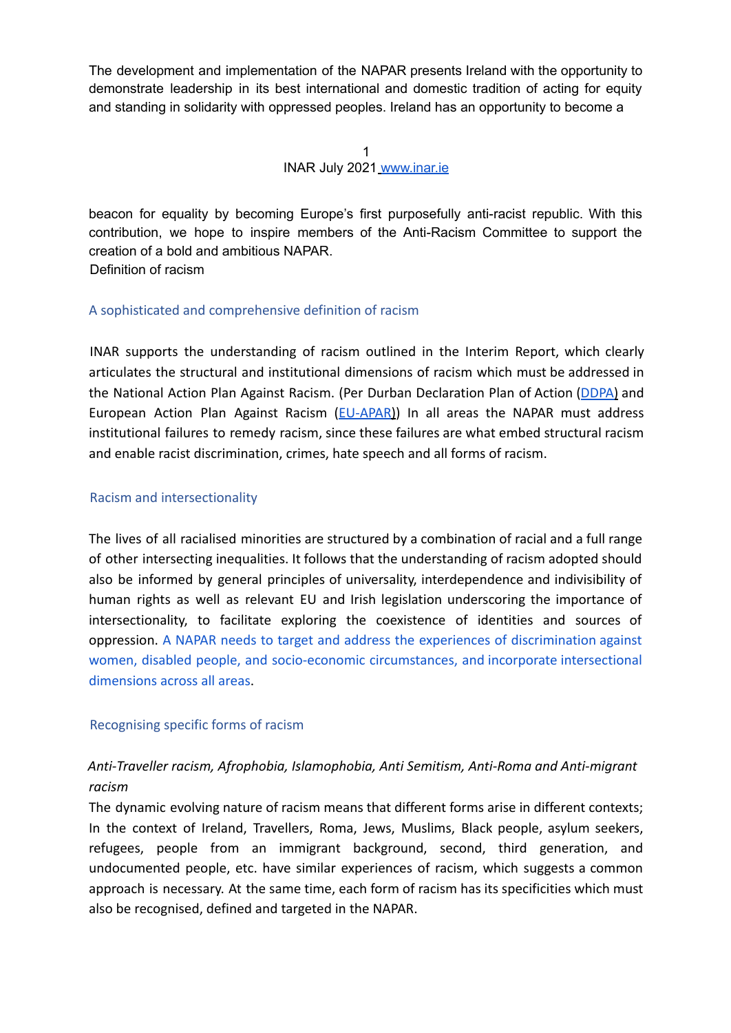The development and implementation of the NAPAR presents Ireland with the opportunity to demonstrate leadership in its best international and domestic tradition of acting for equity and standing in solidarity with oppressed peoples. Ireland has an opportunity to become a beacon for equality by becoming Europe's first purposefully anti-racist republic. With this contribution, we hope to inspire members of the Anti-Racism Committee to support the creation of a bold and ambitious NAPAR.

Definition of racism

## A sophisticated and comprehensive definition of racism

INAR supports the understanding of racism outlined in the Interim Report, which clearly articulates the structural and institutional dimensions of racism which must be addressed in the National Action Plan Against Racism. (Per Durban Declaration Plan of Action (DDPA) and European Action Plan Against Racism (EU-APAR)) In all areas the NAPAR must address institutional failures to remedy racism, since these failures are what embed structural racism and enable racist discrimination, crimes, hate speech and all forms of racism.

## Racism and intersectionality

The lives of all racialised minorities are structured by a combination of racial and a full range of other intersecting inequalities. It follows that the understanding of racism adopted should also be informed by general principles of universality, interdependence and indivisibility of human rights as well as relevant EU and Irish legislation underscoring the importance of intersectionality, to facilitate exploring the coexistence of identities and sources of oppression. A NAPAR needs to target and address the experiences of discrimination against women, disabled people, and socio-economic circumstances, and incorporate intersectional dimensions across all areas.

## Recognising specific forms of racism

### *Anti-Traveller racism, Afrophobia, Islamophobia, Anti Semitism, Anti-Roma and Anti-migrant racism*

The dynamic evolving nature of racism means that different forms arise in different contexts; In the context of Ireland, Travellers, Roma, Jews, Muslims, Black people, asylum seekers, refugees, people from an immigrant background, second, third generation, and undocumented people, etc. have similar experiences of racism, which suggests a common approach is necessary. At the same time, each form of racism has its specificities which must also be recognised, defined and targeted in the NAPAR.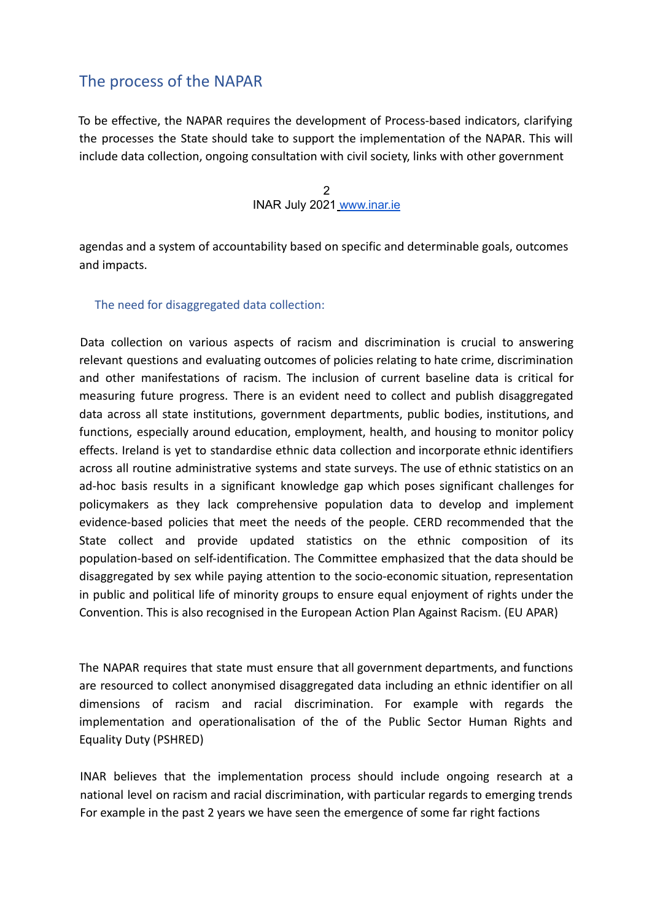## The process of the NAPAR

To be effective, the NAPAR requires the development of Process-based indicators, clarifying the processes the State should take to support the implementation of the NAPAR. This will include data collection, ongoing consultation with civil society, links with other government agendas and a system of accountability based on specific and determinable goals, outcomes and impacts.

### The need for disaggregated data collection:

Data collection on various aspects of racism and discrimination is crucial to answering relevant questions and evaluating outcomes of policies relating to hate crime, discrimination and other manifestations of racism. The inclusion of current baseline data is critical for measuring future progress. There is an evident need to collect and publish disaggregated data across all state institutions, government departments, public bodies, institutions, and functions, especially around education, employment, health, and housing to monitor policy effects. Ireland is yet to standardise ethnic data collection and incorporate ethnic identifiers across all routine administrative systems and state surveys. The use of ethnic statistics on an ad-hoc basis results in a significant knowledge gap which poses significant challenges for policymakers as they lack comprehensive population data to develop and implement evidence-based policies that meet the needs of the people. CERD recommended that the State collect and provide updated statistics on the ethnic composition of its population-based on self-identification. The Committee emphasized that the data should be disaggregated by sex while paying attention to the socio-economic situation, representation in public and political life of minority groups to ensure equal enjoyment of rights under the Convention. This is also recognised in the European Action Plan Against Racism. (EU APAR)

The NAPAR requires that state must ensure that all government departments, and functions are resourced to collect anonymised disaggregated data including an ethnic identifier on all dimensions of racism and racial discrimination. For example with regards the implementation and operationalisation of the of the Public Sector Human Rights and Equality Duty (PSHRED)

INAR believes that the implementation process should include ongoing research at a national level on racism and racial discrimination, with particular regards to emerging trends For example in the past 2 years we have seen the emergence of some far right factions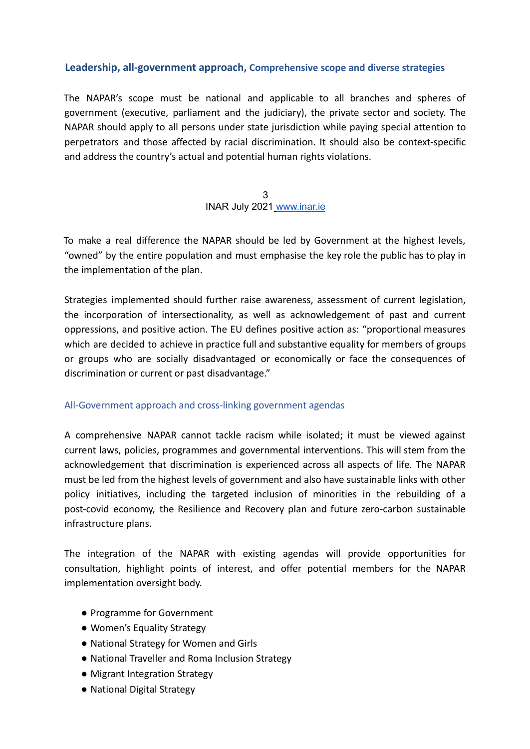### Leadership, all-government approach, Comprehensive scope and diverse strategies

The NAPAR's scope must be national and applicable to all branches and spheres of government (executive, parliament and the judiciary), the private sector and society. The NAPAR should apply to all persons under state jurisdiction while paying special attention to perpetrators and those affected by racial discrimination. It should also be context-specific and address the country's actual and potential human rights violations.

To make a real difference the NAPAR should be led by Government at the highest levels, "owned" by the entire population and must emphasise the key role the public has to play in the implementation of the plan.

Strategies implemented should further raise awareness, assessment of current legislation, the incorporation of intersectionality, as well as acknowledgement of past and current oppressions, and positive action. The EU defines positive action as: "proportional measures which are decided to achieve in practice full and substantive equality for members of groups or groups who are socially disadvantaged or economically or face the consequences of discrimination or current or past disadvantage."

#### All-Government approach and cross-linking government agendas

A comprehensive NAPAR cannot tackle racism while isolated; it must be viewed against current laws, policies, programmes and governmental interventions. This will stem from the acknowledgement that discrimination is experienced across all aspects of life. The NAPAR must be led from the highest levels of government and also have sustainable links with other policy initiatives, including the targeted inclusion of minorities in the rebuilding of a post-covid economy, the Resilience and Recovery plan and future zero-carbon sustainable infrastructure plans.

The integration of the NAPAR with existing agendas will provide opportunities for consultation, highlight points of interest, and offer potential members for the NAPAR implementation oversight body.

- Programme for Government
- Women's Equality Strategy
- National Strategy for Women and Girls
- National Traveller and Roma Inclusion Strategy
- Migrant Integration Strategy
- National Digital Strategy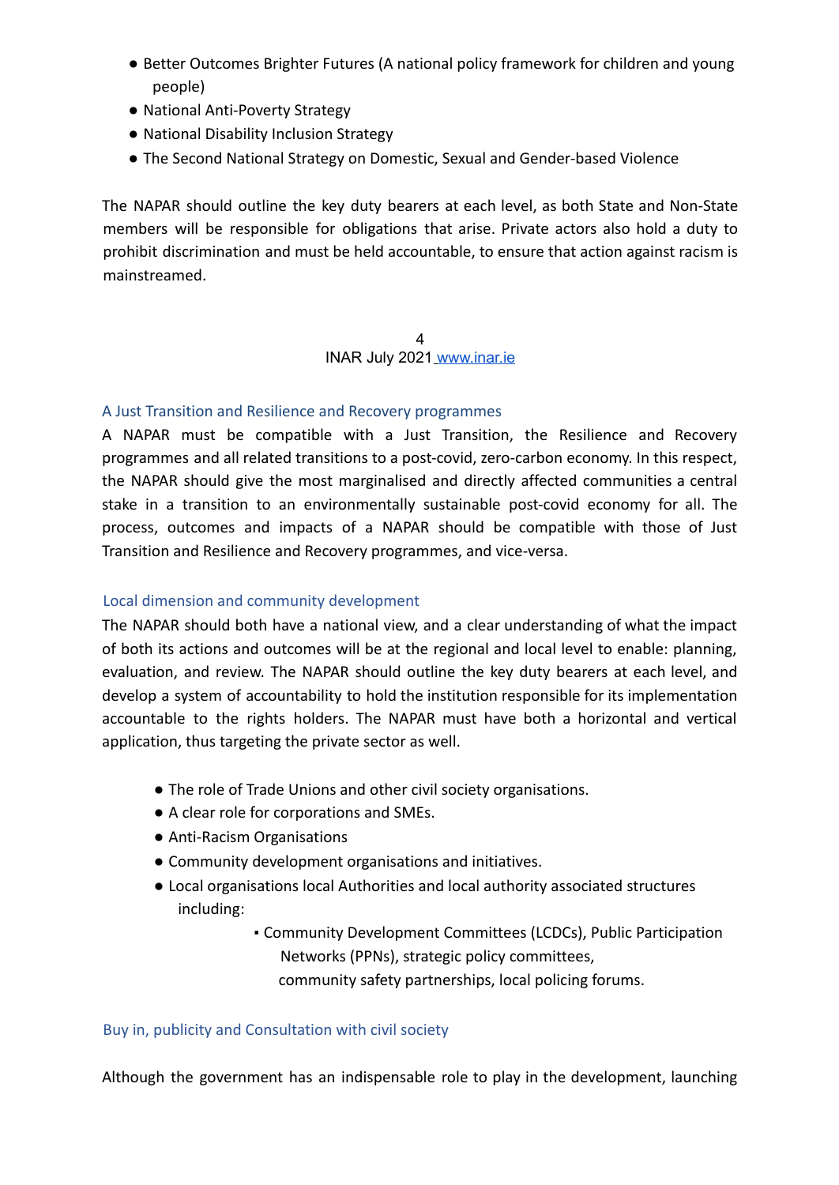- Better Outcomes Brighter Futures (A national policy framework for children and young people)
- National Anti-Poverty Strategy
- National Disability Inclusion Strategy
- The Second National Strategy on Domestic, Sexual and Gender-based Violence

The NAPAR should outline the key duty bearers at each level, as both State and Non-State members will be responsible for obligations that arise. Private actors also hold a duty to prohibit discrimination and must be held accountable, to ensure that action against racism is mainstreamed.

### A Just Transition and Resilience and Recovery programmes

A NAPAR must be compatible with a Just Transition, the Resilience and Recovery programmes and all related transitions to a post-covid, zero-carbon economy. In this respect, the NAPAR should give the most marginalised and directly affected communities a central stake in a transition to an environmentally sustainable post-covid economy for all. The process, outcomes and impacts of a NAPAR should be compatible with those of Just Transition and Resilience and Recovery programmes, and vice-versa.

### Local dimension and community development

The NAPAR should both have a national view, and a clear understanding of what the impact of both its actions and outcomes will be at the regional and local level to enable: planning, evaluation, and review. The NAPAR should outline the key duty bearers at each level, and develop a system of accountability to hold the institution responsible for its implementation accountable to the rights holders. The NAPAR must have both a horizontal and vertical application, thus targeting the private sector as well.

- The role of Trade Unions and other civil society organisations.
- A clear role for corporations and SMEs.
- Anti-Racism Organisations
- Community development organisations and initiatives.
- Local organisations local Authorities and local authority associated structures including:
    - Community Development Committees (LCDCs), Public Participation Networks (PPNs), strategic policy committees, community safety partnerships, local policing forums.

### Buy in, publicity and Consultation with civil society

Although the government has an indispensable role to play in the development, launching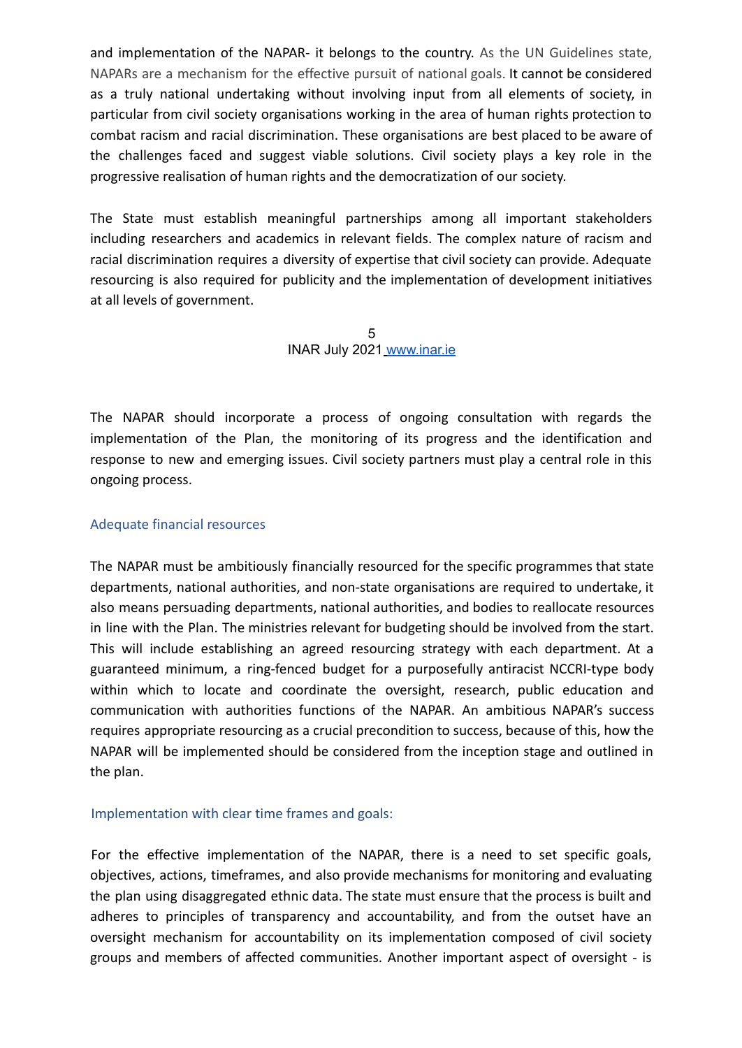and implementation of the NAPAR- it belongs to the country. As the UN Guidelines state, NAPARs are a mechanism for the effective pursuit of national goals. It cannot be considered as a truly national undertaking without involving input from all elements of society, in particular from civil society organisations working in the area of human rights protection to combat racism and racial discrimination. These organisations are best placed to be aware of the challenges faced and suggest viable solutions. Civil society plays a key role in the progressive realisation of human rights and the democratization of our society.

The State must establish meaningful partnerships among all important stakeholders including researchers and academics in relevant fields. The complex nature of racism and racial discrimination requires a diversity of expertise that civil society can provide. Adequate resourcing is also required for publicity and the implementation of development initiatives at all levels of government.

The NAPAR should incorporate a process of ongoing consultation with regards the implementation of the Plan, the monitoring of its progress and the identification and response to new and emerging issues. Civil society partners must play a central role in this ongoing process.

### Adequate financial resources

The NAPAR must be ambitiously financially resourced for the specific programmes that state departments, national authorities, and non-state organisations are required to undertake, it also means persuading departments, national authorities, and bodies to reallocate resources in line with the Plan. The ministries relevant for budgeting should be involved from the start. This will include establishing an agreed resourcing strategy with each department. At a guaranteed minimum, a ring-fenced budget for a purposefully antiracist NCCRI-type body within which to locate and coordinate the oversight, research, public education and communication with authorities functions of the NAPAR. An ambitious NAPAR's success requires appropriate resourcing as a crucial precondition to success, because of this, how the NAPAR will be implemented should be considered from the inception stage and outlined in the plan.

### Implementation with clear time frames and goals:

For the effective implementation of the NAPAR, there is a need to set specific goals, objectives, actions, timeframes, and also provide mechanisms for monitoring and evaluating the plan using disaggregated ethnic data. The state must ensure that the process is built and adheres to principles of transparency and accountability, and from the outset have an oversight mechanism for accountability on its implementation composed of civil society groups and members of affected communities. Another important aspect of oversight - is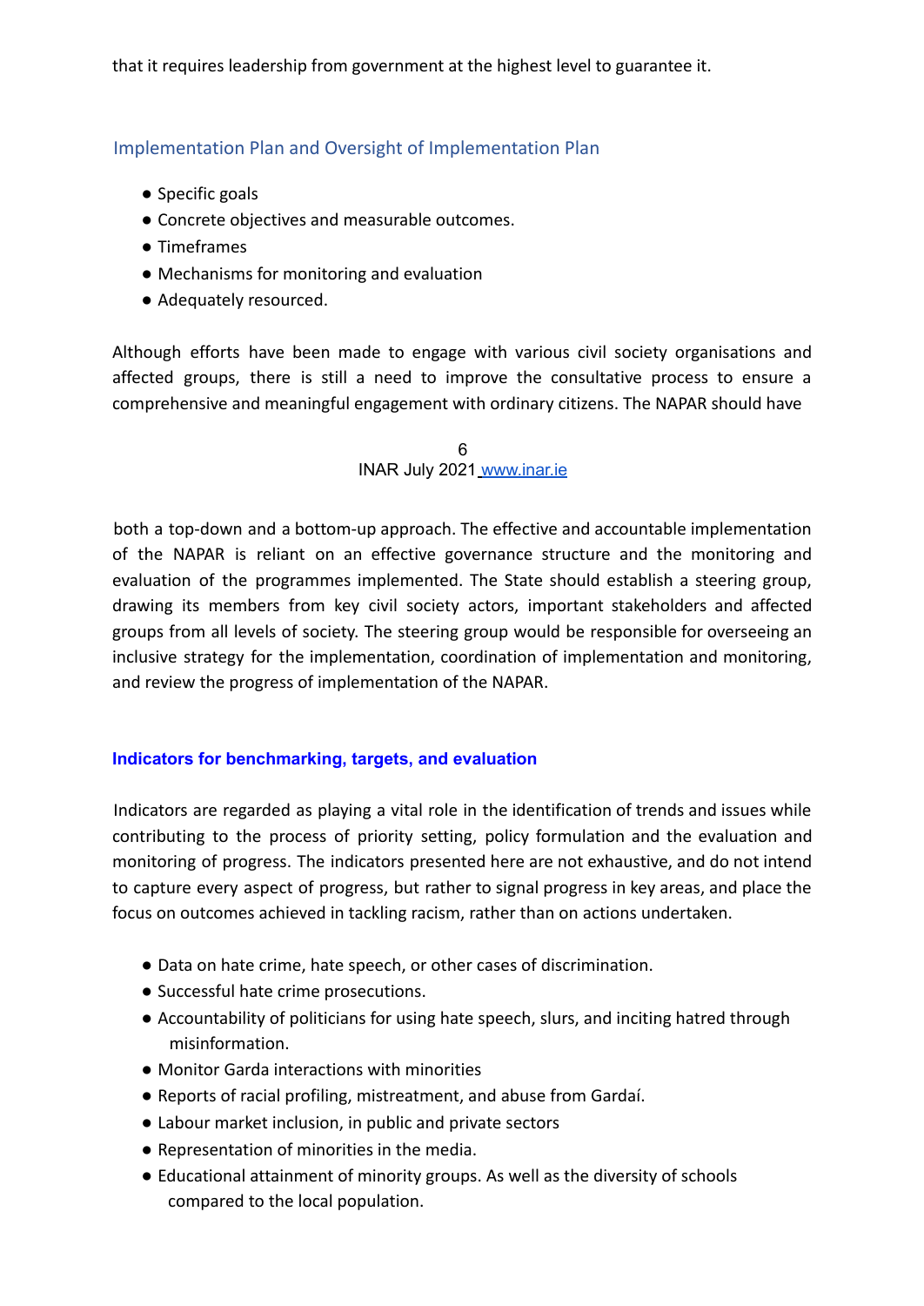that it requires leadership from government at the highest level to guarantee it.

## Implementation Plan and Oversight of Implementation Plan

- Specific goals
- Concrete objectives and measurable outcomes.
- Timeframes
- Mechanisms for monitoring and evaluation
- Adequately resourced.

Although efforts have been made to engage with various civil society organisations and affected groups, there is still a need to improve the consultative process to ensure a comprehensive and meaningful engagement with ordinary citizens. The NAPAR should have both a top-down and a bottom-up approach. The effective and accountable implementation of the NAPAR is reliant on an effective governance structure and the monitoring and evaluation of the programmes implemented. The State should establish a steering group, drawing its members from key civil society actors, important stakeholders and affected groups from all levels of society. The steering group would be responsible for overseeing an inclusive strategy for the implementation, coordination of implementation and monitoring, and review the progress of implementation of the NAPAR.

## **Indicators for benchmarking, targets, and evaluation**

Indicators are regarded as playing a vital role in the identification of trends and issues while contributing to the process of priority setting, policy formulation and the evaluation and monitoring of progress. The indicators presented here are not exhaustive, and do not intend to capture every aspect of progress, but rather to signal progress in key areas, and place the focus on outcomes achieved in tackling racism, rather than on actions undertaken.

- Data on hate crime, hate speech, or other cases of discrimination.
- Successful hate crime prosecutions.
- Accountability of politicians for using hate speech, slurs, and inciting hatred through misinformation.
- Monitor Garda interactions with minorities
- Reports of racial profiling, mistreatment, and abuse from Gardaí.
- Labour market inclusion, in public and private sectors
- Representation of minorities in the media.
- Educational attainment of minority groups. As well as the diversity of schools compared to the local population.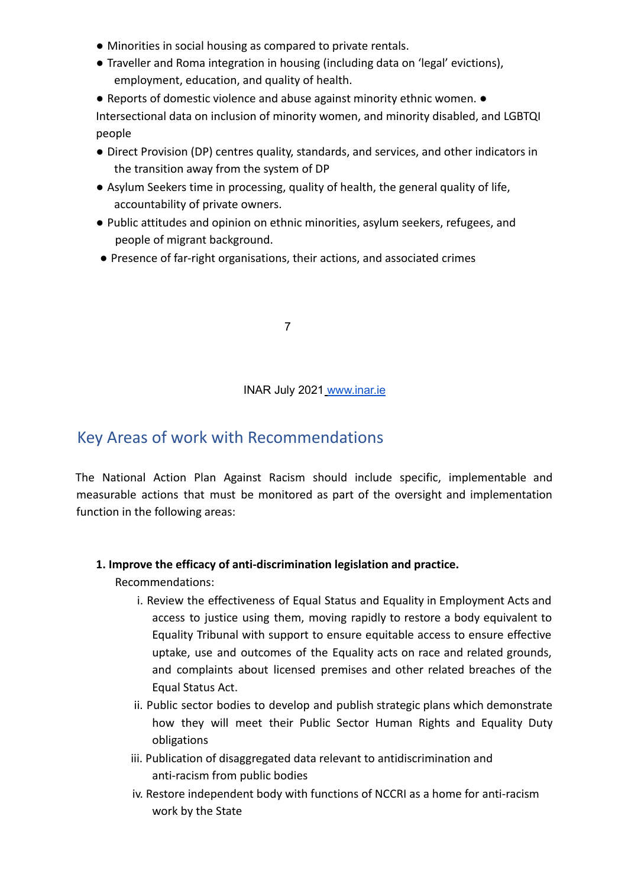- Minorities in social housing as compared to private rentals.
- Traveller and Roma integration in housing (including data on 'legal' evictions), employment, education, and quality of health.
- Reports of domestic violence and abuse against minority ethnic women.
- Intersectional data on inclusion of minority women, and minority disabled, and LGBTQI people
- Direct Provision (DP) centres quality, standards, and services, and other indicators in the transition away from the system of DP
- Asylum Seekers time in processing, quality of health, the general quality of life, accountability of private owners.
- Public attitudes and opinion on ethnic minorities, asylum seekers, refugees, and people of migrant background.
- Presence of far-right organisations, their actions, and associated crimes

## Key Areas of work with Recommendations

The National Action Plan Against Racism should include specific, implementable and measurable actions that must be monitored as part of the oversight and implementation function in the following areas:

**1. Improve the efficacy of anti-discrimination legislation and practice.**

Recommendations:

i. Review the effectiveness of Equal Status and Equality in Employment Acts and access to justice using them, moving rapidly to restore a body equivalent to Equality Tribunal with support to ensure equitable access to ensure effective uptake, use and outcomes of the Equality acts on race and related grounds, and complaints about licensed premises and other related breaches of the Equal Status Act.

ii. Public sector bodies to develop and publish strategic plans which demonstrate how they will meet their Public Sector Human Rights and Equality Duty obligations

iii. Publication of disaggregated data relevant to antidiscrimination and anti-racism from public bodies

iv. Restore independent body with functions of NCCRI as a home for anti-racism work by the State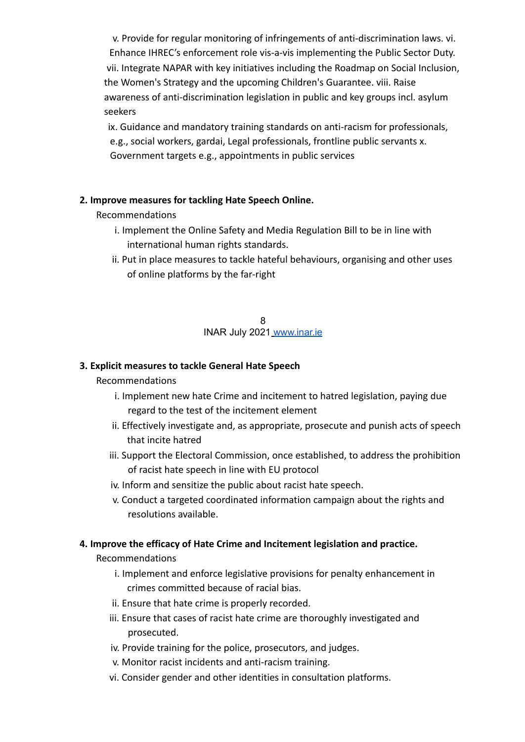v. Provide for regular monitoring of infringements of anti-discrimination laws. vi. Enhance IHREC's enforcement role vis-a-vis implementing the Public Sector Duty.
vii. Integrate NAPAR with key initiatives including the Roadmap on Social Inclusion, the Women's Strategy and the upcoming Children's Guarantee. viii. Raise awareness of anti-discrimination legislation in public and key groups incl. asylum seekers
ix. Guidance and mandatory training standards on anti-racism for professionals, e.g., social workers, gardai, Legal professionals, frontline public servants x. Government targets e.g., appointments in public services

**2. Improve measures for tackling Hate Speech Online.**

Recommendations

i. Implement the Online Safety and Media Regulation Bill to be in line with international human rights standards.
ii. Put in place measures to tackle hateful behaviours, organising and other uses of online platforms by the far-right

**3. Explicit measures to tackle General Hate Speech**

Recommendations

i. Implement new hate Crime and incitement to hatred legislation, paying due regard to the test of the incitement element
ii. Effectively investigate and, as appropriate, prosecute and punish acts of speech that incite hatred
iii. Support the Electoral Commission, once established, to address the prohibition of racist hate speech in line with EU protocol
iv. Inform and sensitize the public about racist hate speech.
v. Conduct a targeted coordinated information campaign about the rights and resolutions available.

**4. Improve the efficacy of Hate Crime and Incitement legislation and practice.**

Recommendations

i. Implement and enforce legislative provisions for penalty enhancement in crimes committed because of racial bias.
ii. Ensure that hate crime is properly recorded.
iii. Ensure that cases of racist hate crime are thoroughly investigated and prosecuted.
iv. Provide training for the police, prosecutors, and judges.
v. Monitor racist incidents and anti-racism training.
vi. Consider gender and other identities in consultation platforms.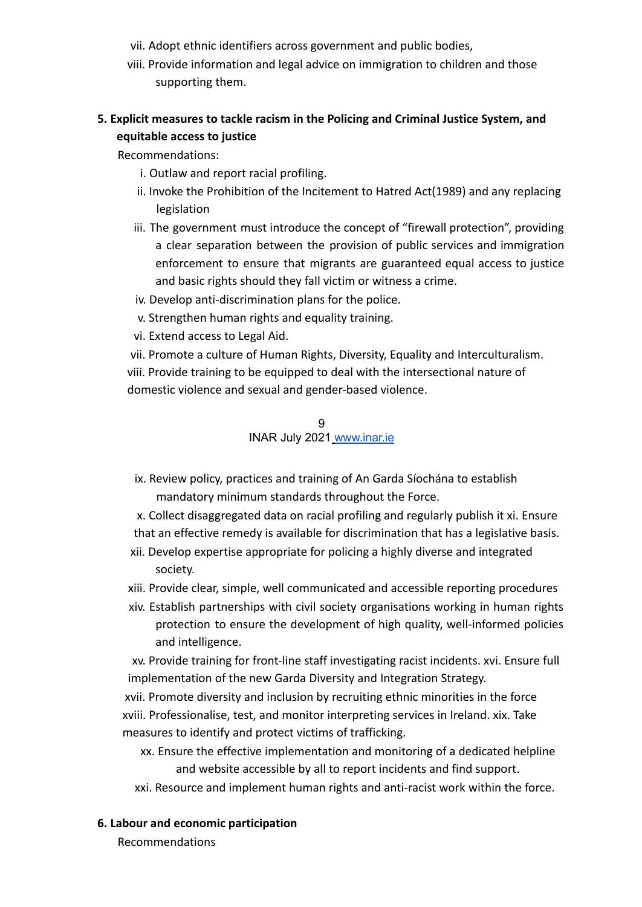vii. Adopt ethnic identifiers across government and public bodies,

viii. Provide information and legal advice on immigration to children and those supporting them.

**5. Explicit measures to tackle racism in the Policing and Criminal Justice System, and equitable access to justice**

Recommendations:

i. Outlaw and report racial profiling.

ii. Invoke the Prohibition of the Incitement to Hatred Act(1989) and any replacing legislation

iii. The government must introduce the concept of "firewall protection", providing a clear separation between the provision of public services and immigration enforcement to ensure that migrants are guaranteed equal access to justice and basic rights should they fall victim or witness a crime.

iv. Develop anti-discrimination plans for the police.

v. Strengthen human rights and equality training.

vi. Extend access to Legal Aid.

vii. Promote a culture of Human Rights, Diversity, Equality and Interculturalism.

viii. Provide training to be equipped to deal with the intersectional nature of domestic violence and sexual and gender-based violence.

ix. Review policy, practices and training of An Garda Síochána to establish mandatory minimum standards throughout the Force.

x. Collect disaggregated data on racial profiling and regularly publish it

xi. Ensure that an effective remedy is available for discrimination that has a legislative basis.

xii. Develop expertise appropriate for policing a highly diverse and integrated society.

xiii. Provide clear, simple, well communicated and accessible reporting procedures

xiv. Establish partnerships with civil society organisations working in human rights protection to ensure the development of high quality, well-informed policies and intelligence.

xv. Provide training for front-line staff investigating racist incidents.

xvi. Ensure full implementation of the new Garda Diversity and Integration Strategy.

xvii. Promote diversity and inclusion by recruiting ethnic minorities in the force

xviii. Professionalise, test, and monitor interpreting services in Ireland.

xix. Take measures to identify and protect victims of trafficking.

xx. Ensure the effective implementation and monitoring of a dedicated helpline and website accessible by all to report incidents and find support.

xxi. Resource and implement human rights and anti-racist work within the force.

**6. Labour and economic participation**

Recommendations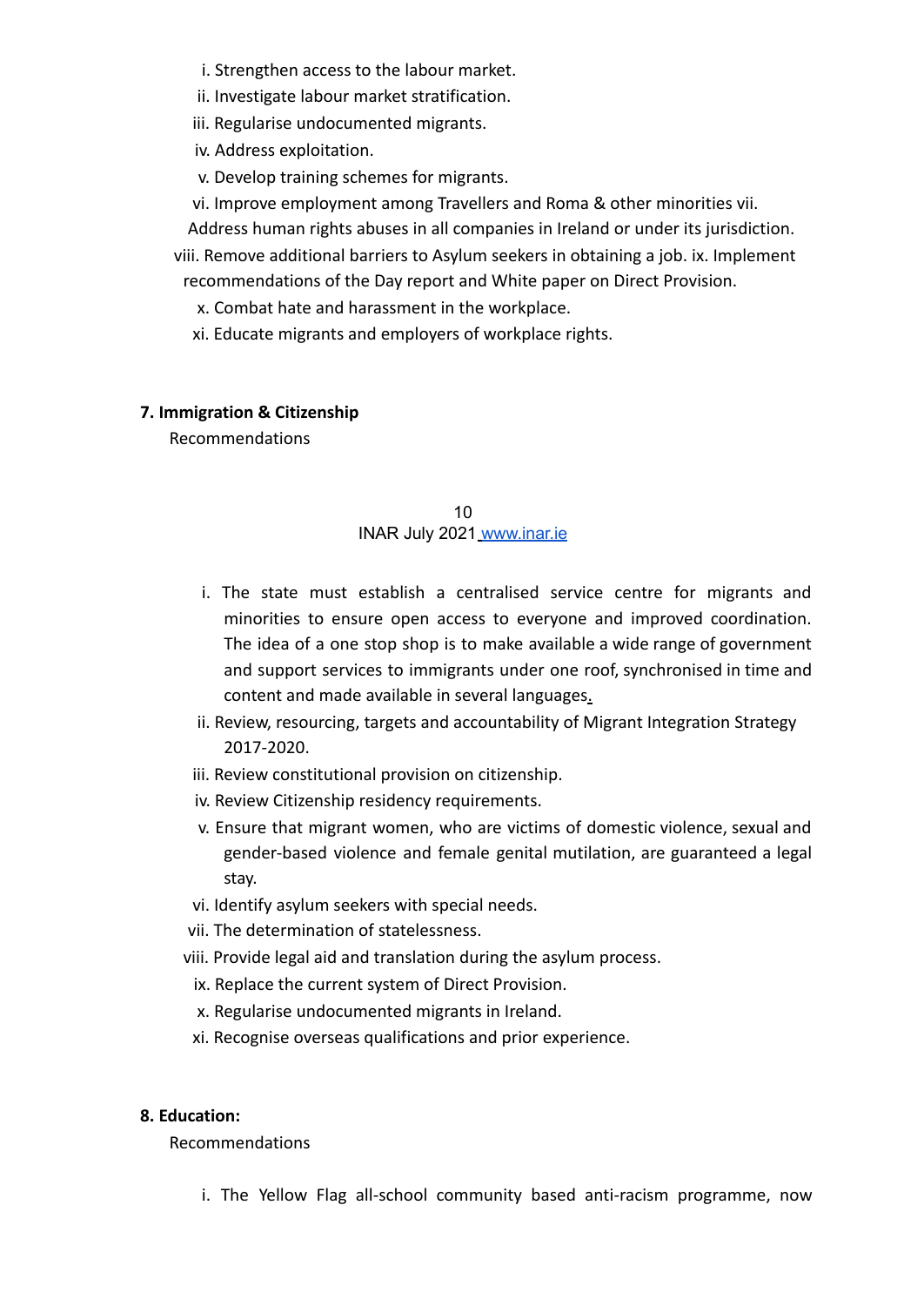i. Strengthen access to the labour market.
ii. Investigate labour market stratification.
iii. Regularise undocumented migrants.
iv. Address exploitation.
v. Develop training schemes for migrants.
vi. Improve employment among Travellers and Roma & other minorities vii. Address human rights abuses in all companies in Ireland or under its jurisdiction.
viii. Remove additional barriers to Asylum seekers in obtaining a job. ix. Implement recommendations of the Day report and White paper on Direct Provision.
x. Combat hate and harassment in the workplace.
xi. Educate migrants and employers of workplace rights.

**7. Immigration & Citizenship**

Recommendations

i. The state must establish a centralised service centre for migrants and minorities to ensure open access to everyone and improved coordination. The idea of a one stop shop is to make available a wide range of government and support services to immigrants under one roof, synchronised in time and content and made available in several languages.
ii. Review, resourcing, targets and accountability of Migrant Integration Strategy 2017-2020.
iii. Review constitutional provision on citizenship.
iv. Review Citizenship residency requirements.
v. Ensure that migrant women, who are victims of domestic violence, sexual and gender-based violence and female genital mutilation, are guaranteed a legal stay.
vi. Identify asylum seekers with special needs.
vii. The determination of statelessness.
viii. Provide legal aid and translation during the asylum process.
ix. Replace the current system of Direct Provision.
x. Regularise undocumented migrants in Ireland.
xi. Recognise overseas qualifications and prior experience.

**8. Education:**

Recommendations

i. The Yellow Flag all-school community based anti-racism programme, now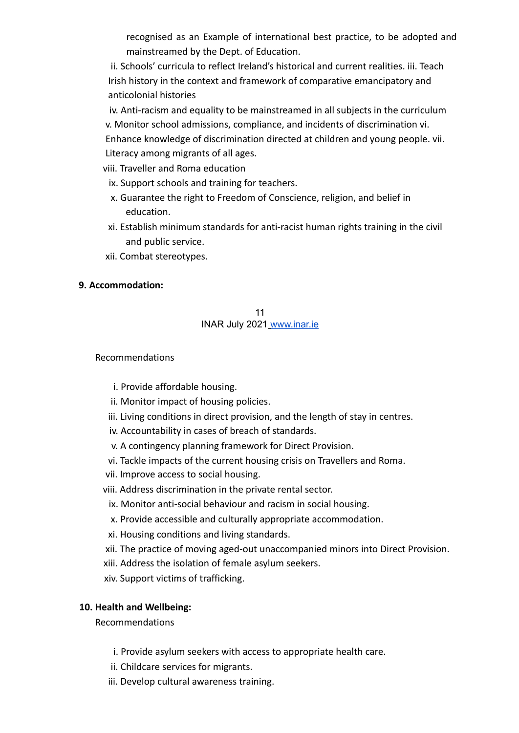recognised as an Example of international best practice, to be adopted and mainstreamed by the Dept. of Education.

ii. Schools' curricula to reflect Ireland's historical and current realities.
iii. Teach Irish history in the context and framework of comparative emancipatory and anticolonial histories
iv. Anti-racism and equality to be mainstreamed in all subjects in the curriculum
v. Monitor school admissions, compliance, and incidents of discrimination
vi. Enhance knowledge of discrimination directed at children and young people.
vii. Literacy among migrants of all ages.
viii. Traveller and Roma education
ix. Support schools and training for teachers.
x. Guarantee the right to Freedom of Conscience, religion, and belief in education.
xi. Establish minimum standards for anti-racist human rights training in the civil and public service.
xii. Combat stereotypes.

**9. Accommodation:**

Recommendations

i. Provide affordable housing.
ii. Monitor impact of housing policies.
iii. Living conditions in direct provision, and the length of stay in centres.
iv. Accountability in cases of breach of standards.
v. A contingency planning framework for Direct Provision.
vi. Tackle impacts of the current housing crisis on Travellers and Roma.
vii. Improve access to social housing.
viii. Address discrimination in the private rental sector.
ix. Monitor anti-social behaviour and racism in social housing.
x. Provide accessible and culturally appropriate accommodation.
xi. Housing conditions and living standards.
xii. The practice of moving aged-out unaccompanied minors into Direct Provision.
xiii. Address the isolation of female asylum seekers.
xiv. Support victims of trafficking.

**10. Health and Wellbeing:**

Recommendations

i. Provide asylum seekers with access to appropriate health care.
ii. Childcare services for migrants.
iii. Develop cultural awareness training.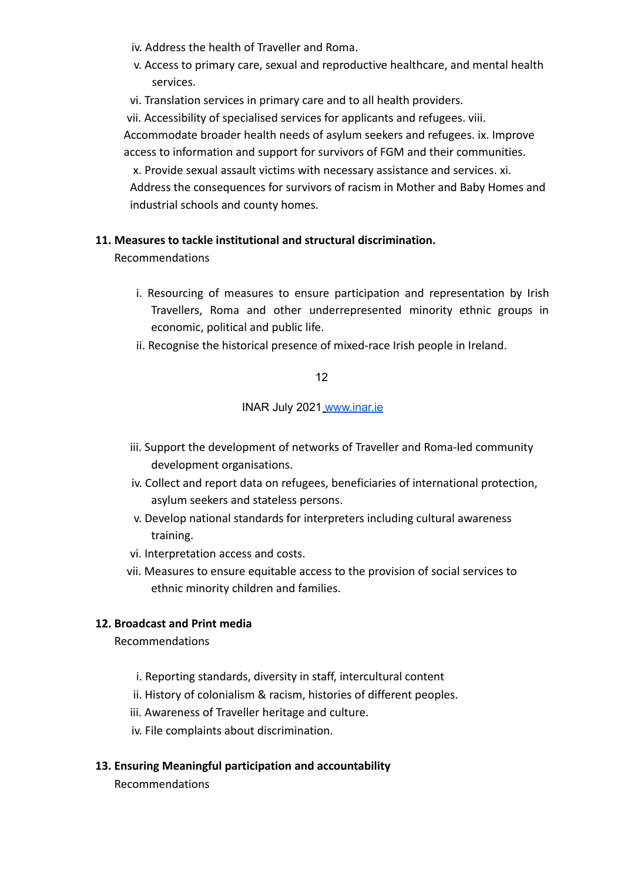iv. Address the health of Traveller and Roma.

v. Access to primary care, sexual and reproductive healthcare, and mental health services.

vi. Translation services in primary care and to all health providers.

vii. Accessibility of specialised services for applicants and refugees.

viii. Accommodate broader health needs of asylum seekers and refugees.

ix. Improve access to information and support for survivors of FGM and their communities.

x. Provide sexual assault victims with necessary assistance and services.

xi. Address the consequences for survivors of racism in Mother and Baby Homes and industrial schools and county homes.

**11. Measures to tackle institutional and structural discrimination.**

Recommendations

i. Resourcing of measures to ensure participation and representation by Irish Travellers, Roma and other underrepresented minority ethnic groups in economic, political and public life.

ii. Recognise the historical presence of mixed-race Irish people in Ireland.

iii. Support the development of networks of Traveller and Roma-led community development organisations.

iv. Collect and report data on refugees, beneficiaries of international protection, asylum seekers and stateless persons.

v. Develop national standards for interpreters including cultural awareness training.

vi. Interpretation access and costs.

vii. Measures to ensure equitable access to the provision of social services to ethnic minority children and families.

**12. Broadcast and Print media**

Recommendations

i. Reporting standards, diversity in staff, intercultural content

ii. History of colonialism & racism, histories of different peoples.

iii. Awareness of Traveller heritage and culture.

iv. File complaints about discrimination.

**13. Ensuring Meaningful participation and accountability**

Recommendations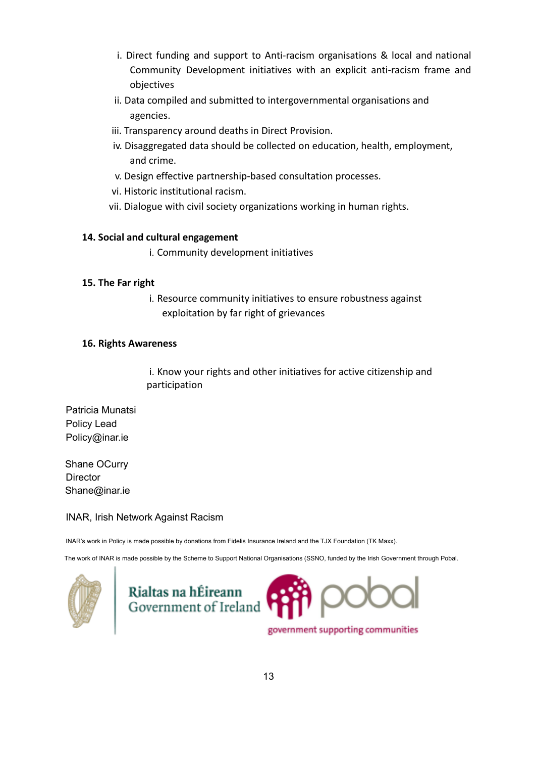i. Direct funding and support to Anti-racism organisations & local and national Community Development initiatives with an explicit anti-racism frame and objectives
ii. Data compiled and submitted to intergovernmental organisations and agencies.
iii. Transparency around deaths in Direct Provision.
iv. Disaggregated data should be collected on education, health, employment, and crime.
v. Design effective partnership-based consultation processes.
vi. Historic institutional racism.
vii. Dialogue with civil society organizations working in human rights.

**14. Social and cultural engagement**

i. Community development initiatives

**15. The Far right**

i. Resource community initiatives to ensure robustness against exploitation by far right of grievances

**16. Rights Awareness**

i. Know your rights and other initiatives for active citizenship and participation

Patricia Munatsi
Policy Lead
Policy@inar.ie

Shane OCurry
Director
Shane@inar.ie

INAR, Irish Network Against Racism

INAR's work in Policy is made possible by donations from Fidelis Insurance Ireland and the TJX Foundation (TK Maxx).

The work of INAR is made possible by the Scheme to Support National Organisations (SSNO, funded by the Irish Government through Pobal.

Rialtas na hÉireann
Government of Ireland

pobal
government supporting communities